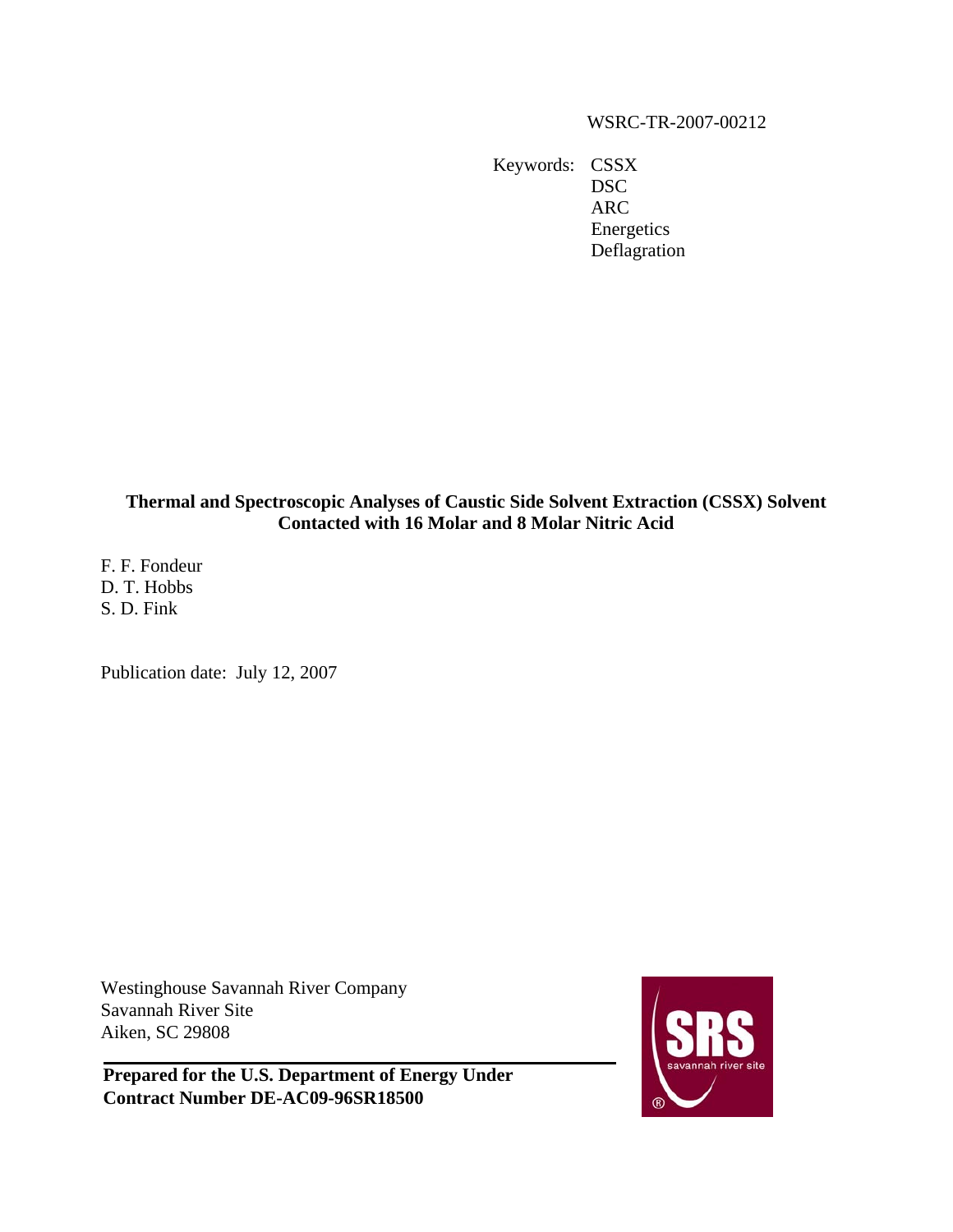WSRC-TR-2007-00212

Keywords: CSSX
DSC
ARC
Energetics
Deflagration

# Thermal and Spectroscopic Analyses of Caustic Side Solvent Extraction (CSSX) Solvent Contacted with 16 Molar and 8 Molar Nitric Acid

F. F. Fondeur
D. T. Hobbs
S. D. Fink

Publication date: July 12, 2007

Westinghouse Savannah River Company
Savannah River Site
Aiken, SC 29808

**Prepared for the U.S. Department of Energy Under Contract Number DE-AC09-96SR18500**

SRS
savannah river site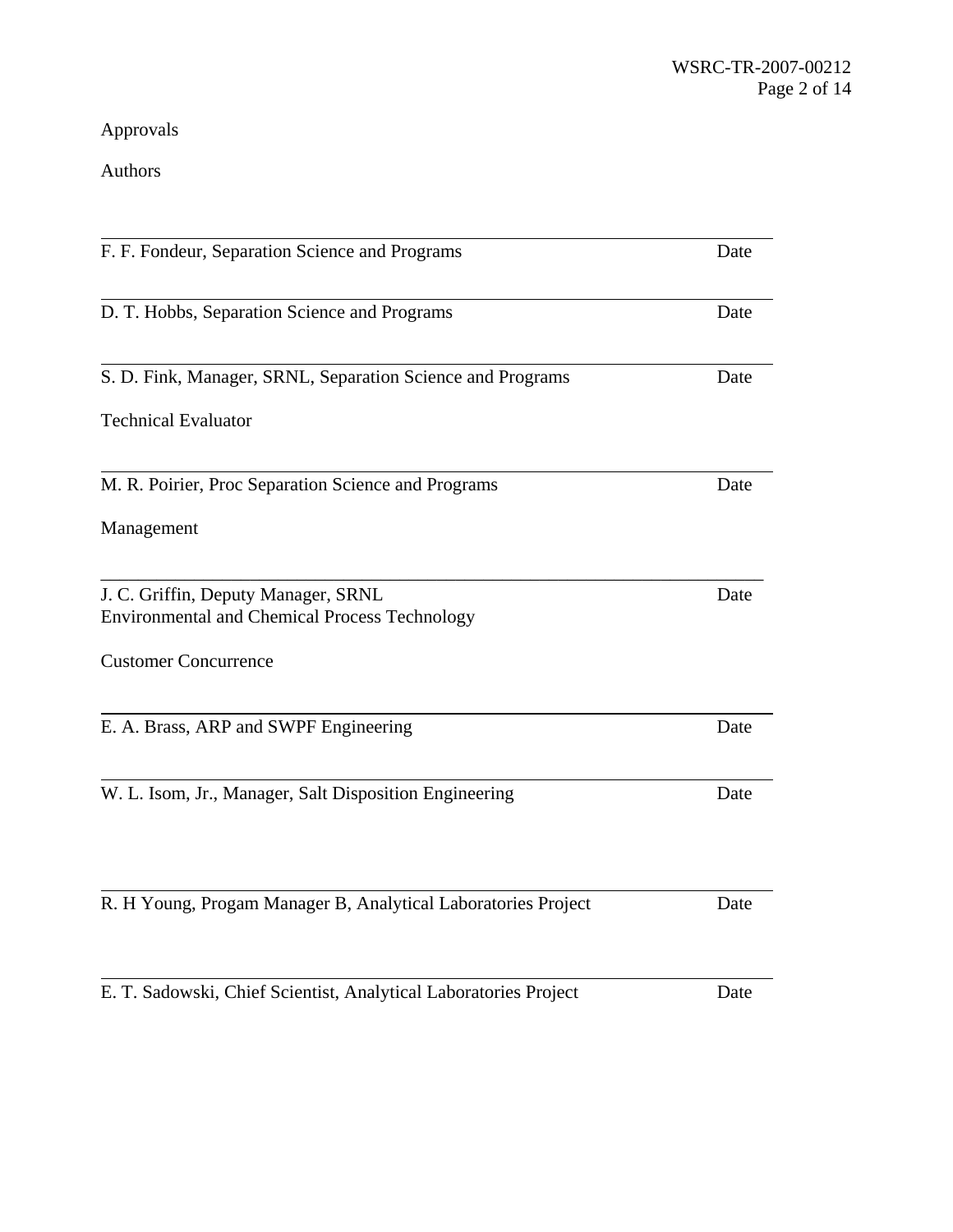Approvals

Authors

---

F. F. Fondeur, Separation Science and Programs — Date

---

D. T. Hobbs, Separation Science and Programs — Date

---

S. D. Fink, Manager, SRNL, Separation Science and Programs — Date

Technical Evaluator

---

M. R. Poirier, Proc Separation Science and Programs — Date

Management

---

J. C. Griffin, Deputy Manager, SRNL
Environmental and Chemical Process Technology — Date

Customer Concurrence

---

E. A. Brass, ARP and SWPF Engineering — Date

---

W. L. Isom, Jr., Manager, Salt Disposition Engineering — Date

---

R. H Young, Progam Manager B, Analytical Laboratories Project — Date

---

E. T. Sadowski, Chief Scientist, Analytical Laboratories Project — Date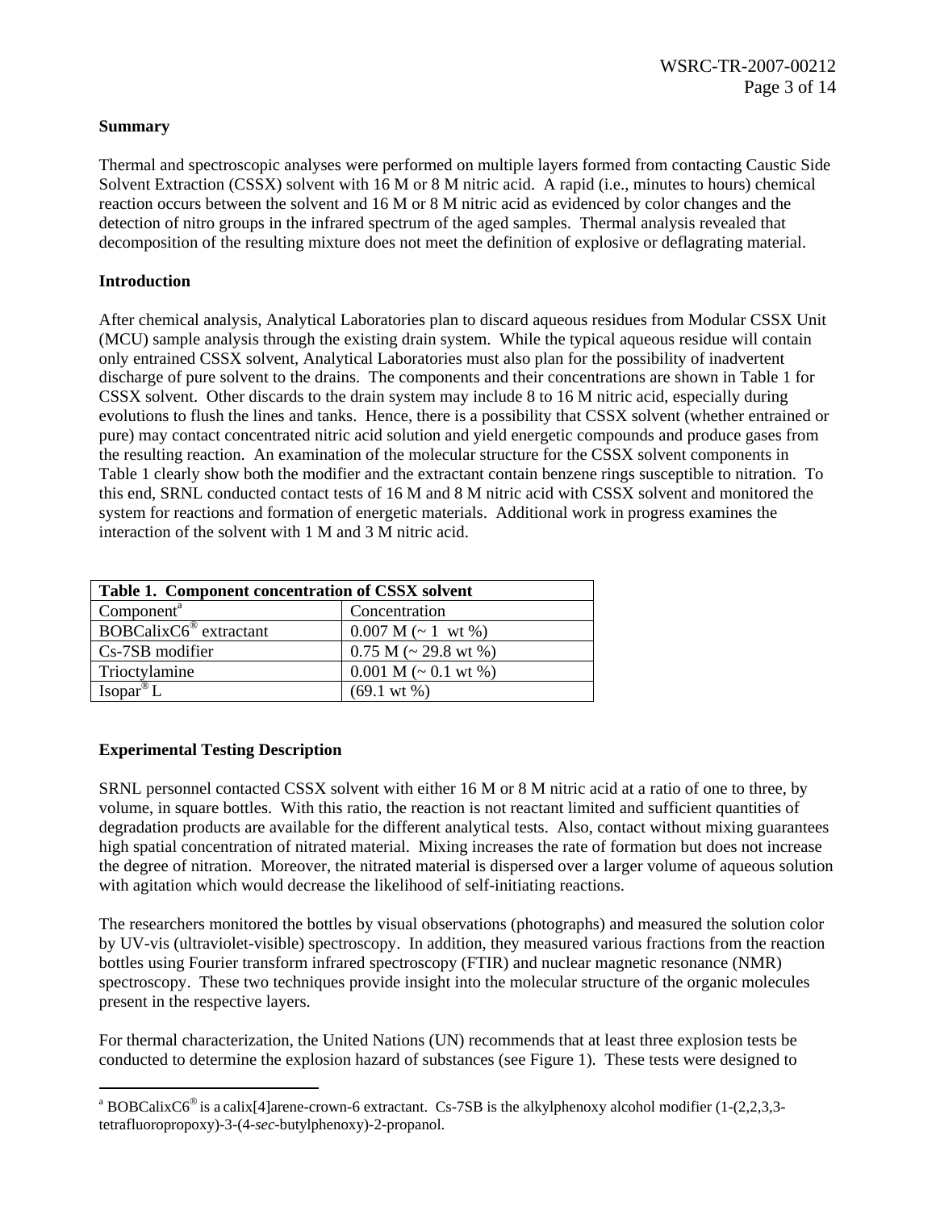**Summary**

Thermal and spectroscopic analyses were performed on multiple layers formed from contacting Caustic Side Solvent Extraction (CSSX) solvent with 16 M or 8 M nitric acid. A rapid (i.e., minutes to hours) chemical reaction occurs between the solvent and 16 M or 8 M nitric acid as evidenced by color changes and the detection of nitro groups in the infrared spectrum of the aged samples. Thermal analysis revealed that decomposition of the resulting mixture does not meet the definition of explosive or deflagrating material.

**Introduction**

After chemical analysis, Analytical Laboratories plan to discard aqueous residues from Modular CSSX Unit (MCU) sample analysis through the existing drain system. While the typical aqueous residue will contain only entrained CSSX solvent, Analytical Laboratories must also plan for the possibility of inadvertent discharge of pure solvent to the drains. The components and their concentrations are shown in Table 1 for CSSX solvent. Other discards to the drain system may include 8 to 16 M nitric acid, especially during evolutions to flush the lines and tanks. Hence, there is a possibility that CSSX solvent (whether entrained or pure) may contact concentrated nitric acid solution and yield energetic compounds and produce gases from the resulting reaction. An examination of the molecular structure for the CSSX solvent components in Table 1 clearly show both the modifier and the extractant contain benzene rings susceptible to nitration. To this end, SRNL conducted contact tests of 16 M and 8 M nitric acid with CSSX solvent and monitored the system for reactions and formation of energetic materials. Additional work in progress examines the interaction of the solvent with 1 M and 3 M nitric acid.

| Table 1. Component concentration of CSSX solvent | |
|---|---|
| Component[a] | Concentration |
| BOBCalixC6® extractant | 0.007 M (~ 1 wt %) |
| Cs-7SB modifier | 0.75 M (~ 29.8 wt %) |
| Trioctylamine | 0.001 M (~ 0.1 wt %) |
| Isopar® L | (69.1 wt %) |

**Experimental Testing Description**

SRNL personnel contacted CSSX solvent with either 16 M or 8 M nitric acid at a ratio of one to three, by volume, in square bottles. With this ratio, the reaction is not reactant limited and sufficient quantities of degradation products are available for the different analytical tests. Also, contact without mixing guarantees high spatial concentration of nitrated material. Mixing increases the rate of formation but does not increase the degree of nitration. Moreover, the nitrated material is dispersed over a larger volume of aqueous solution with agitation which would decrease the likelihood of self-initiating reactions.

The researchers monitored the bottles by visual observations (photographs) and measured the solution color by UV-vis (ultraviolet-visible) spectroscopy. In addition, they measured various fractions from the reaction bottles using Fourier transform infrared spectroscopy (FTIR) and nuclear magnetic resonance (NMR) spectroscopy. These two techniques provide insight into the molecular structure of the organic molecules present in the respective layers.

For thermal characterization, the United Nations (UN) recommends that at least three explosion tests be conducted to determine the explosion hazard of substances (see Figure 1). These tests were designed to

[a] BOBCalixC6® is a calix[4]arene-crown-6 extractant. Cs-7SB is the alkylphenoxy alcohol modifier (1-(2,2,3,3-tetrafluoropropoxy)-3-(4-*sec*-butylphenoxy)-2-propanol.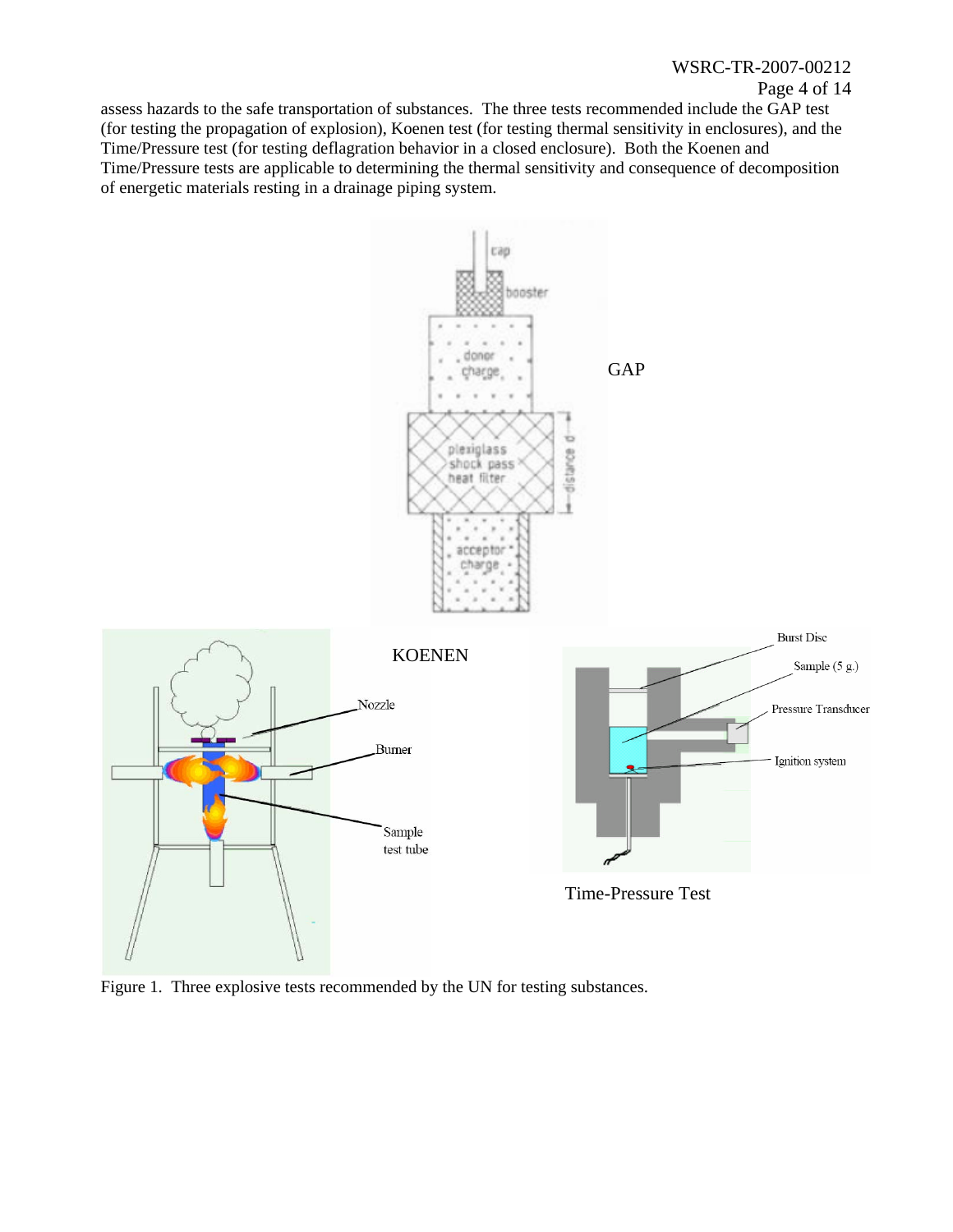assess hazards to the safe transportation of substances. The three tests recommended include the GAP test (for testing the propagation of explosion), Koenen test (for testing thermal sensitivity in enclosures), and the Time/Pressure test (for testing deflagration behavior in a closed enclosure). Both the Koenen and Time/Pressure tests are applicable to determining the thermal sensitivity and consequence of decomposition of energetic materials resting in a drainage piping system.

Figure 1. Three explosive tests recommended by the UN for testing substances.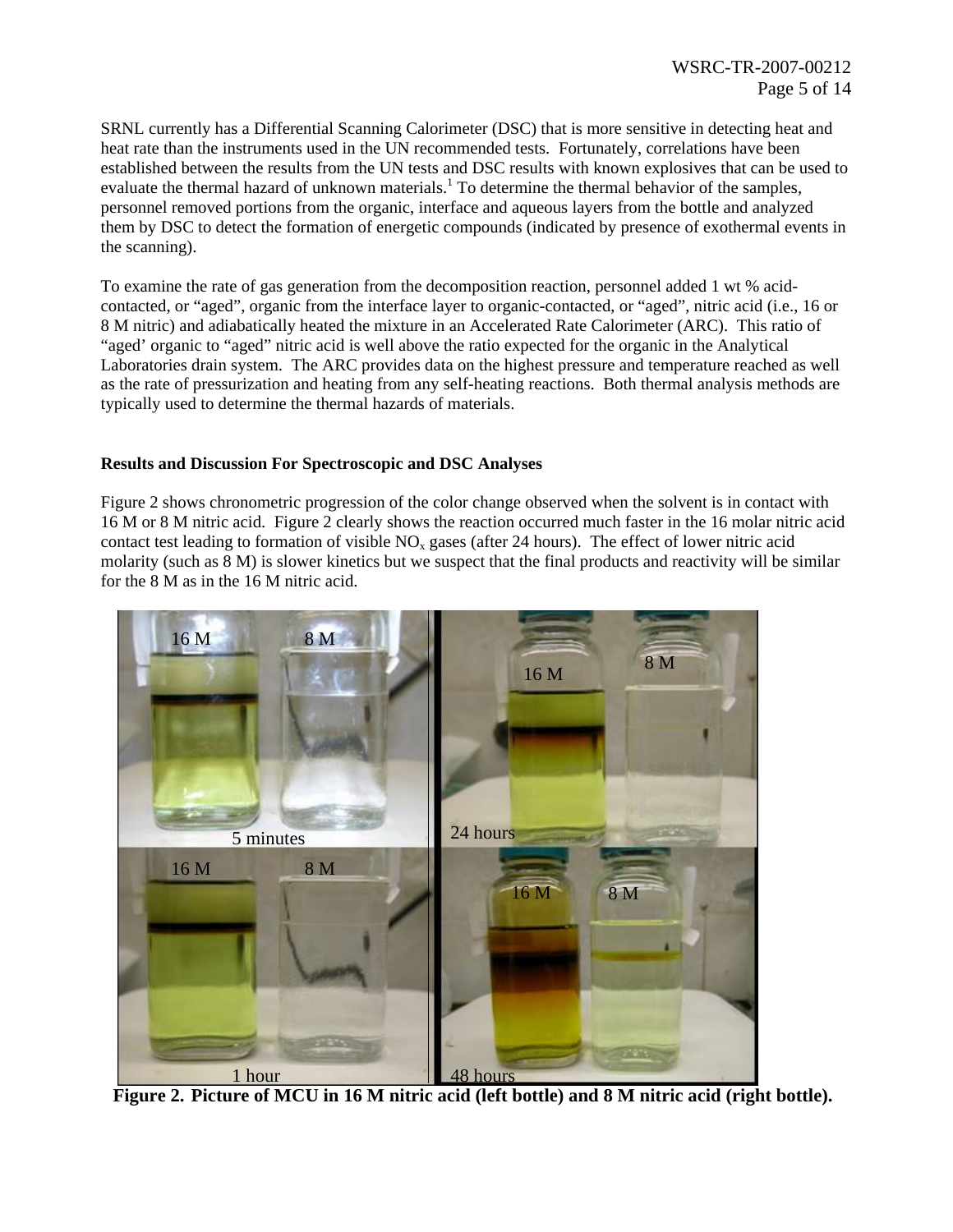SRNL currently has a Differential Scanning Calorimeter (DSC) that is more sensitive in detecting heat and heat rate than the instruments used in the UN recommended tests. Fortunately, correlations have been established between the results from the UN tests and DSC results with known explosives that can be used to evaluate the thermal hazard of unknown materials.[1] To determine the thermal behavior of the samples, personnel removed portions from the organic, interface and aqueous layers from the bottle and analyzed them by DSC to detect the formation of energetic compounds (indicated by presence of exothermal events in the scanning).

To examine the rate of gas generation from the decomposition reaction, personnel added 1 wt % acid-contacted, or "aged", organic from the interface layer to organic-contacted, or "aged", nitric acid (i.e., 16 or 8 M nitric) and adiabatically heated the mixture in an Accelerated Rate Calorimeter (ARC). This ratio of "aged' organic to "aged" nitric acid is well above the ratio expected for the organic in the Analytical Laboratories drain system. The ARC provides data on the highest pressure and temperature reached as well as the rate of pressurization and heating from any self-heating reactions. Both thermal analysis methods are typically used to determine the thermal hazards of materials.

**Results and Discussion For Spectroscopic and DSC Analyses**

Figure 2 shows chronometric progression of the color change observed when the solvent is in contact with 16 M or 8 M nitric acid. Figure 2 clearly shows the reaction occurred much faster in the 16 molar nitric acid contact test leading to formation of visible $NO_x$ gases (after 24 hours). The effect of lower nitric acid molarity (such as 8 M) is slower kinetics but we suspect that the final products and reactivity will be similar for the 8 M as in the 16 M nitric acid.

**Figure 2. Picture of MCU in 16 M nitric acid (left bottle) and 8 M nitric acid (right bottle).**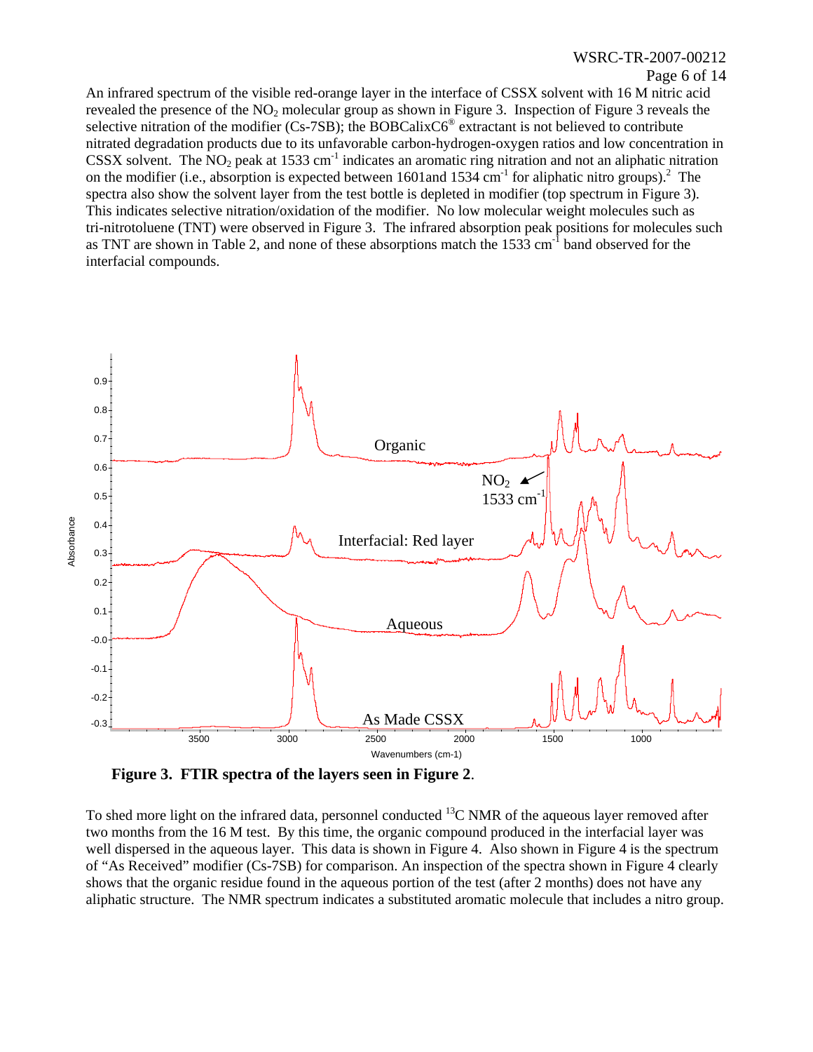An infrared spectrum of the visible red-orange layer in the interface of CSSX solvent with 16 M nitric acid revealed the presence of the $NO_2$ molecular group as shown in Figure 3. Inspection of Figure 3 reveals the selective nitration of the modifier (Cs-7SB); the BOBCalixC6® extractant is not believed to contribute nitrated degradation products due to its unfavorable carbon-hydrogen-oxygen ratios and low concentration in CSSX solvent. The $NO_2$ peak at 1533 $cm^{-1}$ indicates an aromatic ring nitration and not an aliphatic nitration on the modifier (i.e., absorption is expected between 1601and 1534 $cm^{-1}$ for aliphatic nitro groups).[2] The spectra also show the solvent layer from the test bottle is depleted in modifier (top spectrum in Figure 3). This indicates selective nitration/oxidation of the modifier. No low molecular weight molecules such as tri-nitrotoluene (TNT) were observed in Figure 3. The infrared absorption peak positions for molecules such as TNT are shown in Table 2, and none of these absorptions match the 1533 $cm^{-1}$ band observed for the interfacial compounds.

**Figure 3. FTIR spectra of the layers seen in Figure 2**.

To shed more light on the infrared data, personnel conducted $^{13}C$ NMR of the aqueous layer removed after two months from the 16 M test. By this time, the organic compound produced in the interfacial layer was well dispersed in the aqueous layer. This data is shown in Figure 4. Also shown in Figure 4 is the spectrum of "As Received" modifier (Cs-7SB) for comparison. An inspection of the spectra shown in Figure 4 clearly shows that the organic residue found in the aqueous portion of the test (after 2 months) does not have any aliphatic structure. The NMR spectrum indicates a substituted aromatic molecule that includes a nitro group.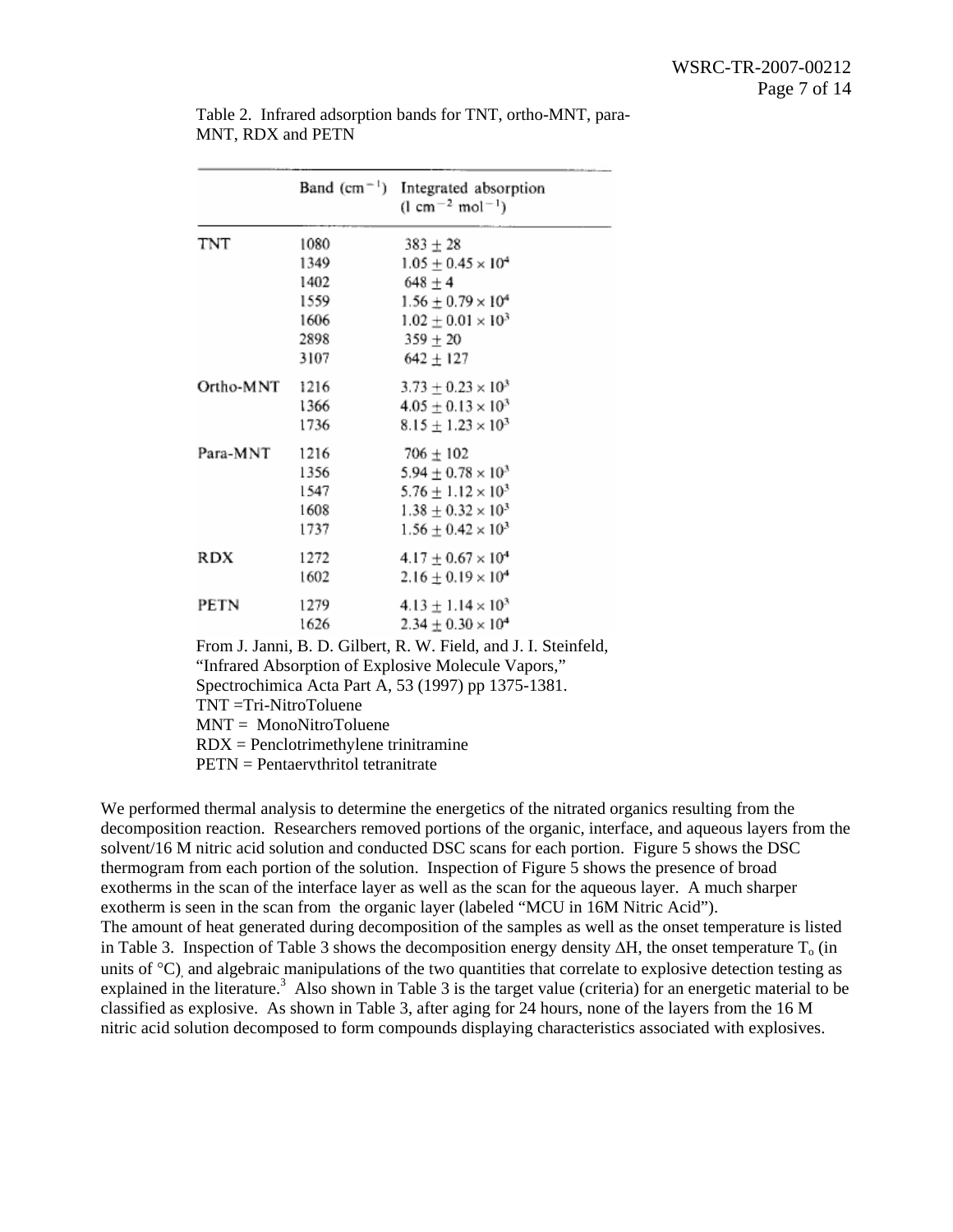Table 2. Infrared adsorption bands for TNT, ortho-MNT, para-MNT, RDX and PETN

| | Band ($cm^{-1}$) | Integrated absorption ($l\ cm^{-2}\ mol^{-1}$) |
|---|---|---|
| TNT | 1080 | $383 \pm 28$ |
| | 1349 | $1.05 \pm 0.45 \times 10^4$ |
| | 1402 | $648 \pm 4$ |
| | 1559 | $1.56 \pm 0.79 \times 10^4$ |
| | 1606 | $1.02 \pm 0.01 \times 10^3$ |
| | 2898 | $359 \pm 20$ |
| | 3107 | $642 \pm 127$ |
| Ortho-MNT | 1216 | $3.73 \pm 0.23 \times 10^3$ |
| | 1366 | $4.05 \pm 0.13 \times 10^3$ |
| | 1736 | $8.15 \pm 1.23 \times 10^3$ |
| Para-MNT | 1216 | $706 \pm 102$ |
| | 1356 | $5.94 \pm 0.78 \times 10^3$ |
| | 1547 | $5.76 \pm 1.12 \times 10^3$ |
| | 1608 | $1.38 \pm 0.32 \times 10^3$ |
| | 1737 | $1.56 \pm 0.42 \times 10^3$ |
| RDX | 1272 | $4.17 \pm 0.67 \times 10^4$ |
| | 1602 | $2.16 \pm 0.19 \times 10^4$ |
| PETN | 1279 | $4.13 \pm 1.14 \times 10^3$ |
| | 1626 | $2.34 \pm 0.30 \times 10^4$ |

From J. Janni, B. D. Gilbert, R. W. Field, and J. I. Steinfeld, "Infrared Absorption of Explosive Molecule Vapors," Spectrochimica Acta Part A, 53 (1997) pp 1375-1381.
TNT =Tri-NitroToluene
MNT = MonoNitroToluene
RDX = Penclotrimethylene trinitramine
PETN = Pentaervthritol tetranitrate

We performed thermal analysis to determine the energetics of the nitrated organics resulting from the decomposition reaction. Researchers removed portions of the organic, interface, and aqueous layers from the solvent/16 M nitric acid solution and conducted DSC scans for each portion. Figure 5 shows the DSC thermogram from each portion of the solution. Inspection of Figure 5 shows the presence of broad exotherms in the scan of the interface layer as well as the scan for the aqueous layer. A much sharper exotherm is seen in the scan from the organic layer (labeled "MCU in 16M Nitric Acid").
The amount of heat generated during decomposition of the samples as well as the onset temperature is listed in Table 3. Inspection of Table 3 shows the decomposition energy density $\Delta H$, the onset temperature $T_o$ (in units of °C), and algebraic manipulations of the two quantities that correlate to explosive detection testing as explained in the literature.[3] Also shown in Table 3 is the target value (criteria) for an energetic material to be classified as explosive. As shown in Table 3, after aging for 24 hours, none of the layers from the 16 M nitric acid solution decomposed to form compounds displaying characteristics associated with explosives.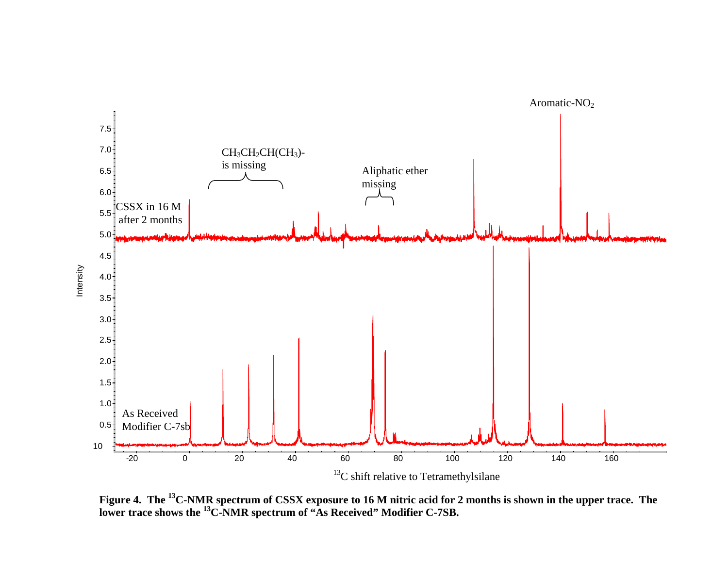**Figure 4. The [13]C-NMR spectrum of CSSX exposure to 16 M nitric acid for 2 months is shown in the upper trace. The lower trace shows the [13]C-NMR spectrum of "As Received" Modifier C-7SB.**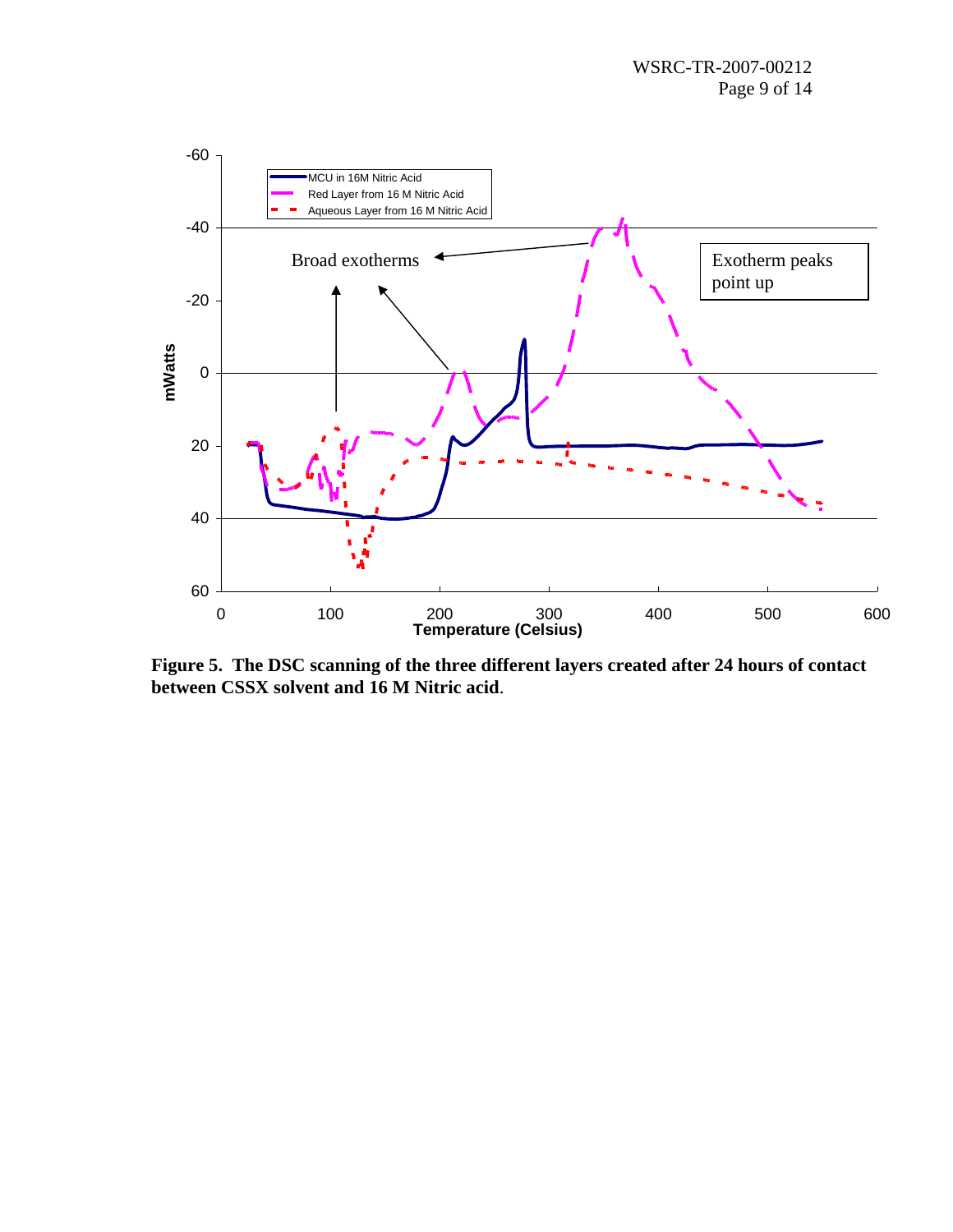**Figure 5. The DSC scanning of the three different layers created after 24 hours of contact between CSSX solvent and 16 M Nitric acid**.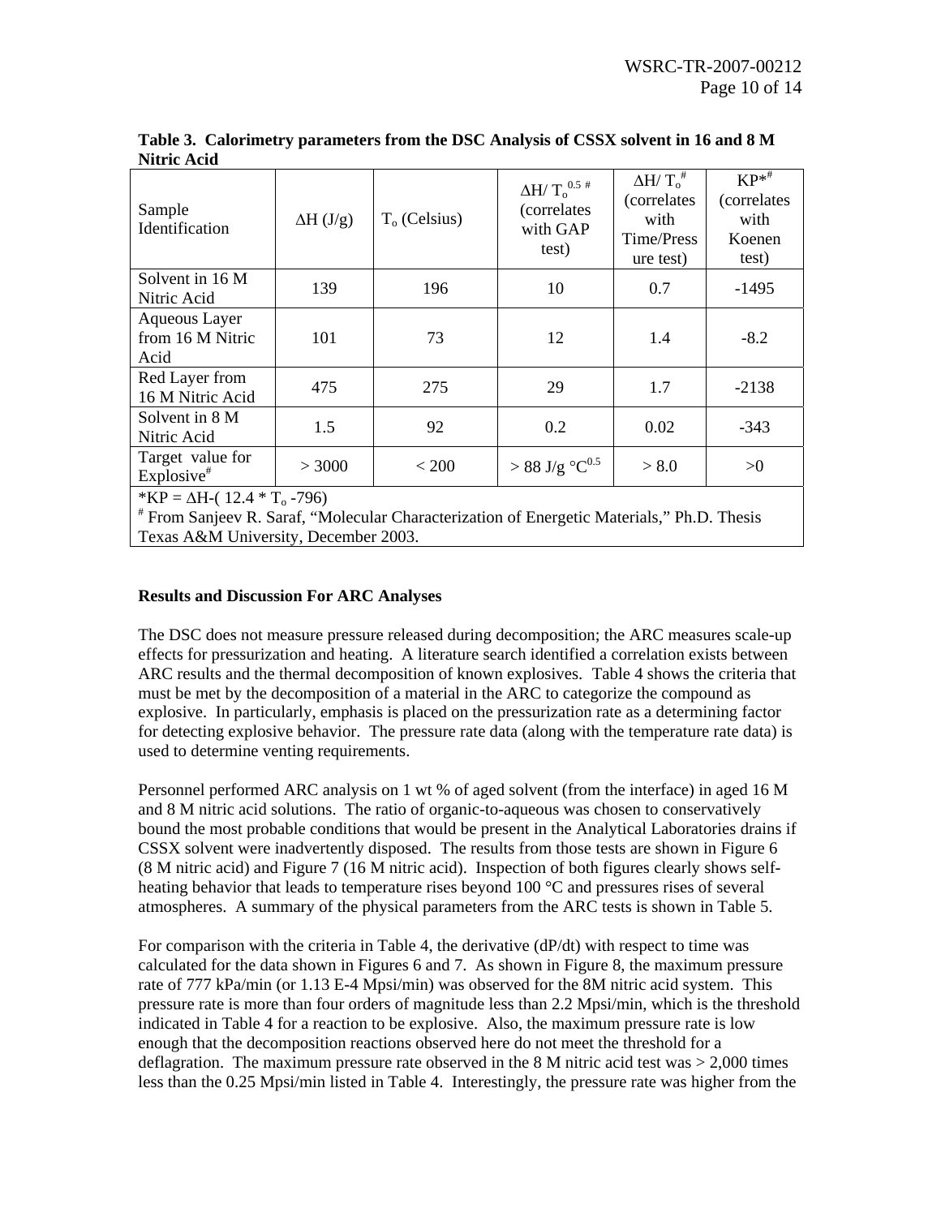**Table 3. Calorimetry parameters from the DSC Analysis of CSSX solvent in 16 and 8 M Nitric Acid**

| Sample Identification | $\Delta H$ (J/g) | $T_o$ (Celsius) | $\Delta H/ T_o^{0.5}$ # (correlates with GAP test) | $\Delta H/ T_o$ # (correlates with Time/Pressure test) | KP*# (correlates with Koenen test) |
|---|---|---|---|---|---|
| Solvent in 16 M Nitric Acid | 139 | 196 | 10 | 0.7 | -1495 |
| Aqueous Layer from 16 M Nitric Acid | 101 | 73 | 12 | 1.4 | -8.2 |
| Red Layer from 16 M Nitric Acid | 475 | 275 | 29 | 1.7 | -2138 |
| Solvent in 8 M Nitric Acid | 1.5 | 92 | 0.2 | 0.02 | -343 |
| Target value for Explosive# | > 3000 | < 200 | > 88 J/g °C$^{0.5}$ | > 8.0 | >0 |

*KP = $\Delta H$-( 12.4 * $T_o$ -796)
# From Sanjeev R. Saraf, "Molecular Characterization of Energetic Materials," Ph.D. Thesis Texas A&M University, December 2003.

**Results and Discussion For ARC Analyses**

The DSC does not measure pressure released during decomposition; the ARC measures scale-up effects for pressurization and heating. A literature search identified a correlation exists between ARC results and the thermal decomposition of known explosives. Table 4 shows the criteria that must be met by the decomposition of a material in the ARC to categorize the compound as explosive. In particularly, emphasis is placed on the pressurization rate as a determining factor for detecting explosive behavior. The pressure rate data (along with the temperature rate data) is used to determine venting requirements.

Personnel performed ARC analysis on 1 wt % of aged solvent (from the interface) in aged 16 M and 8 M nitric acid solutions. The ratio of organic-to-aqueous was chosen to conservatively bound the most probable conditions that would be present in the Analytical Laboratories drains if CSSX solvent were inadvertently disposed. The results from those tests are shown in Figure 6 (8 M nitric acid) and Figure 7 (16 M nitric acid). Inspection of both figures clearly shows self-heating behavior that leads to temperature rises beyond 100 °C and pressures rises of several atmospheres. A summary of the physical parameters from the ARC tests is shown in Table 5.

For comparison with the criteria in Table 4, the derivative (dP/dt) with respect to time was calculated for the data shown in Figures 6 and 7. As shown in Figure 8, the maximum pressure rate of 777 kPa/min (or 1.13 E-4 Mpsi/min) was observed for the 8M nitric acid system. This pressure rate is more than four orders of magnitude less than 2.2 Mpsi/min, which is the threshold indicated in Table 4 for a reaction to be explosive. Also, the maximum pressure rate is low enough that the decomposition reactions observed here do not meet the threshold for a deflagration. The maximum pressure rate observed in the 8 M nitric acid test was > 2,000 times less than the 0.25 Mpsi/min listed in Table 4. Interestingly, the pressure rate was higher from the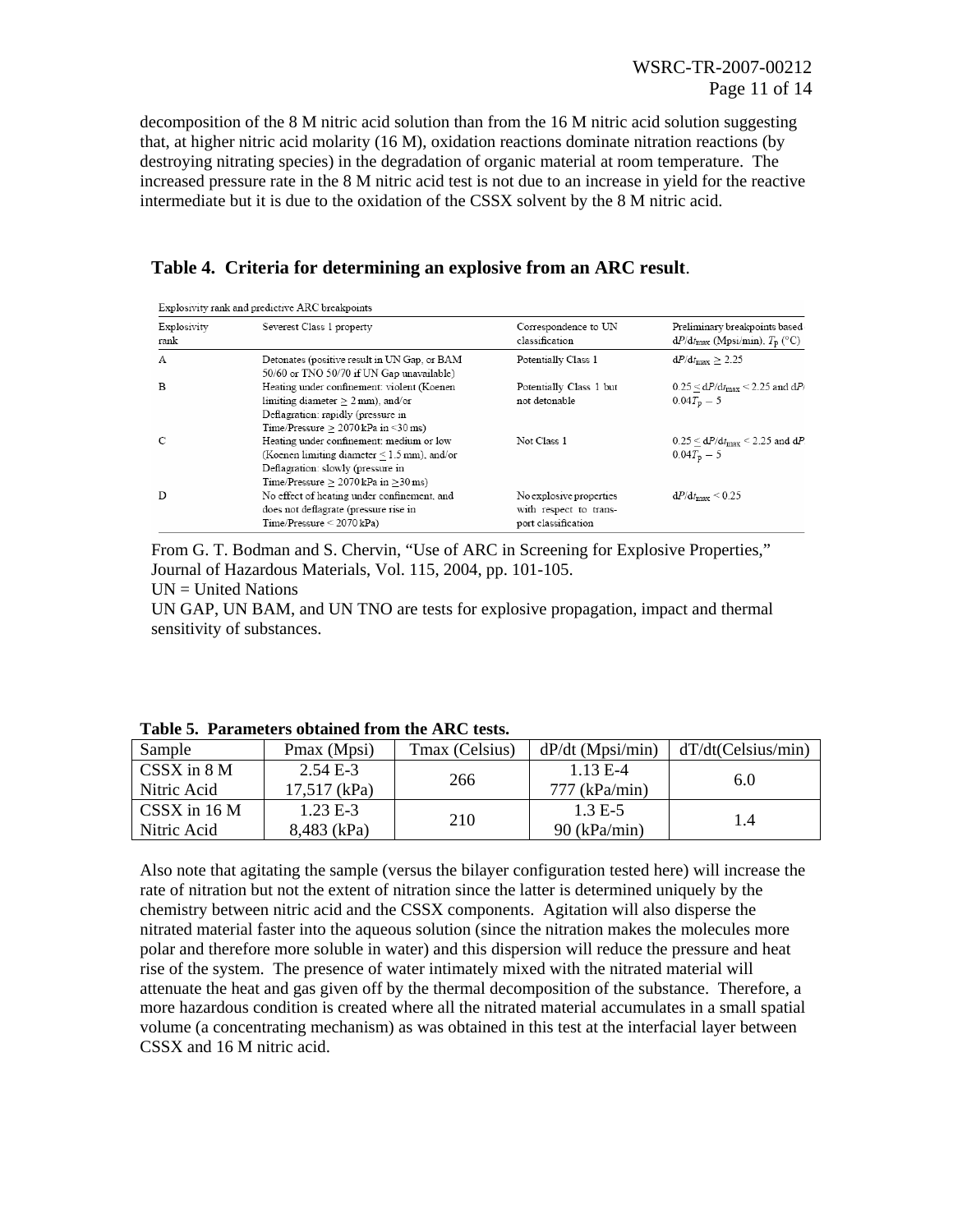decomposition of the 8 M nitric acid solution than from the 16 M nitric acid solution suggesting that, at higher nitric acid molarity (16 M), oxidation reactions dominate nitration reactions (by destroying nitrating species) in the degradation of organic material at room temperature. The increased pressure rate in the 8 M nitric acid test is not due to an increase in yield for the reactive intermediate but it is due to the oxidation of the CSSX solvent by the 8 M nitric acid.

**Table 4. Criteria for determining an explosive from an ARC result.**

Explosivity rank and predictive ARC breakpoints

| Explosivity rank | Severest Class 1 property | Correspondence to UN classification | Preliminary breakpoints based $dP/dt_{max}$ (Mpsi/min), $T_p$ (°C) |
|---|---|---|---|
| A | Detonates (positive result in UN Gap, or BAM 50/60 or TNO 50/70 if UN Gap unavailable) | Potentially Class 1 | $dP/dt_{max} \geq 2.25$ |
| B | Heating under confinement: violent (Koenen limiting diameter ≥ 2 mm), and/or Deflagration: rapidly (pressure in Time/Pressure ≥ 2070 kPa in <30 ms) | Potentially Class 1 but not detonable | $0.25 \leq dP/dt_{max} < 2.25$ and $dP/$ $0.04T_p - 5$ |
| C | Heating under confinement: medium or low (Koenen limiting diameter ≤ 1.5 mm), and/or Deflagration: slowly (pressure in Time/Pressure ≥ 2070 kPa in ≥30 ms) | Not Class 1 | $0.25 \leq dP/dt_{max} < 2.25$ and $dP$ $0.04T_p - 5$ |
| D | No effect of heating under confinement, and does not deflagrate (pressure rise in Time/Pressure < 2070 kPa) | No explosive properties with respect to transport classification | $dP/dt_{max} < 0.25$ |

From G. T. Bodman and S. Chervin, "Use of ARC in Screening for Explosive Properties," Journal of Hazardous Materials, Vol. 115, 2004, pp. 101-105.
UN = United Nations
UN GAP, UN BAM, and UN TNO are tests for explosive propagation, impact and thermal sensitivity of substances.

**Table 5. Parameters obtained from the ARC tests.**

| Sample | Pmax (Mpsi) | Tmax (Celsius) | dP/dt (Mpsi/min) | dT/dt(Celsius/min) |
|---|---|---|---|---|
| CSSX in 8 M Nitric Acid | 2.54 E-3 17,517 (kPa) | 266 | 1.13 E-4 777 (kPa/min) | 6.0 |
| CSSX in 16 M Nitric Acid | 1.23 E-3 8,483 (kPa) | 210 | 1.3 E-5 90 (kPa/min) | 1.4 |

Also note that agitating the sample (versus the bilayer configuration tested here) will increase the rate of nitration but not the extent of nitration since the latter is determined uniquely by the chemistry between nitric acid and the CSSX components. Agitation will also disperse the nitrated material faster into the aqueous solution (since the nitration makes the molecules more polar and therefore more soluble in water) and this dispersion will reduce the pressure and heat rise of the system. The presence of water intimately mixed with the nitrated material will attenuate the heat and gas given off by the thermal decomposition of the substance. Therefore, a more hazardous condition is created where all the nitrated material accumulates in a small spatial volume (a concentrating mechanism) as was obtained in this test at the interfacial layer between CSSX and 16 M nitric acid.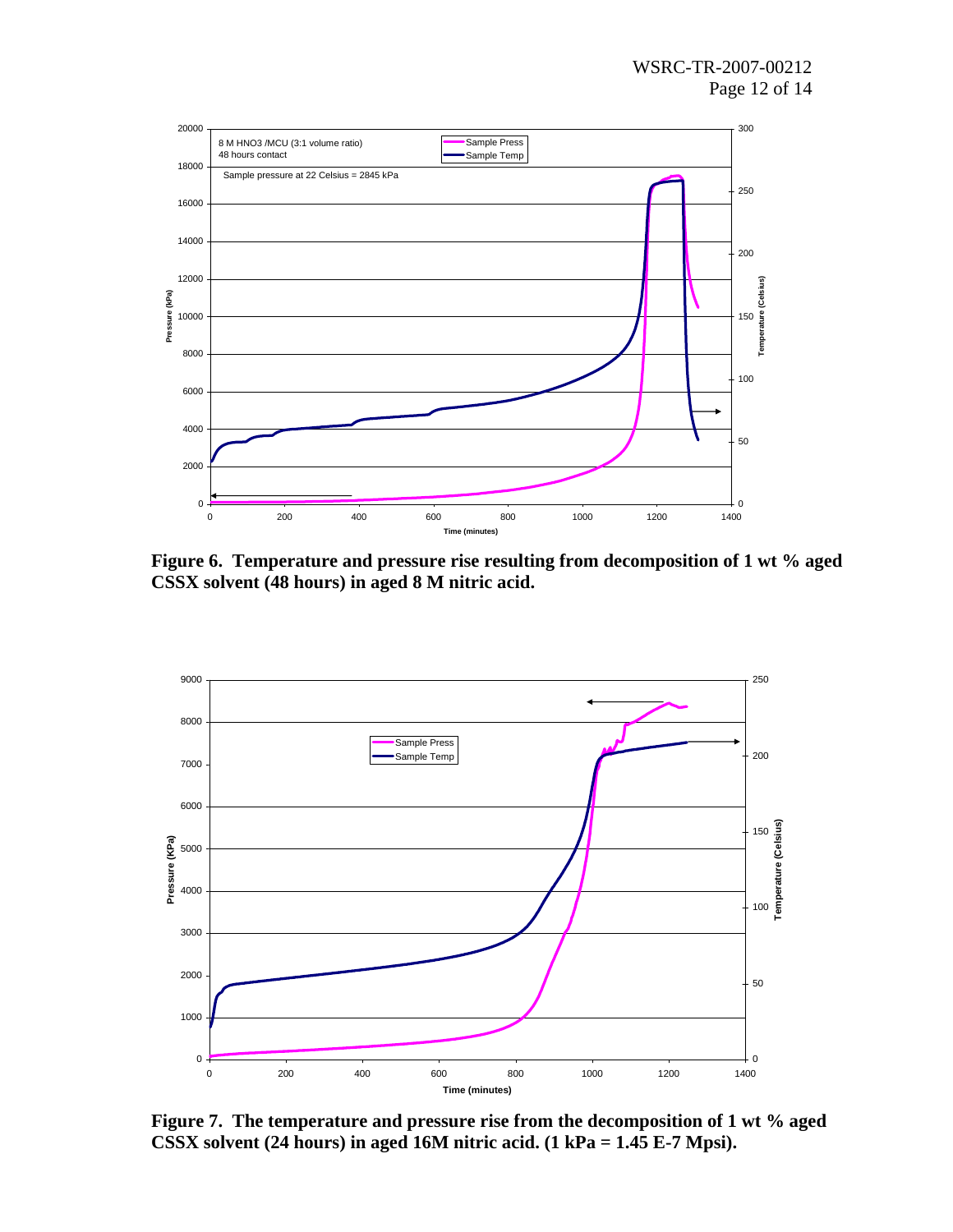**Figure 6. Temperature and pressure rise resulting from decomposition of 1 wt % aged CSSX solvent (48 hours) in aged 8 M nitric acid.**

**Figure 7. The temperature and pressure rise from the decomposition of 1 wt % aged CSSX solvent (24 hours) in aged 16M nitric acid. (1 kPa = 1.45 E-7 Mpsi).**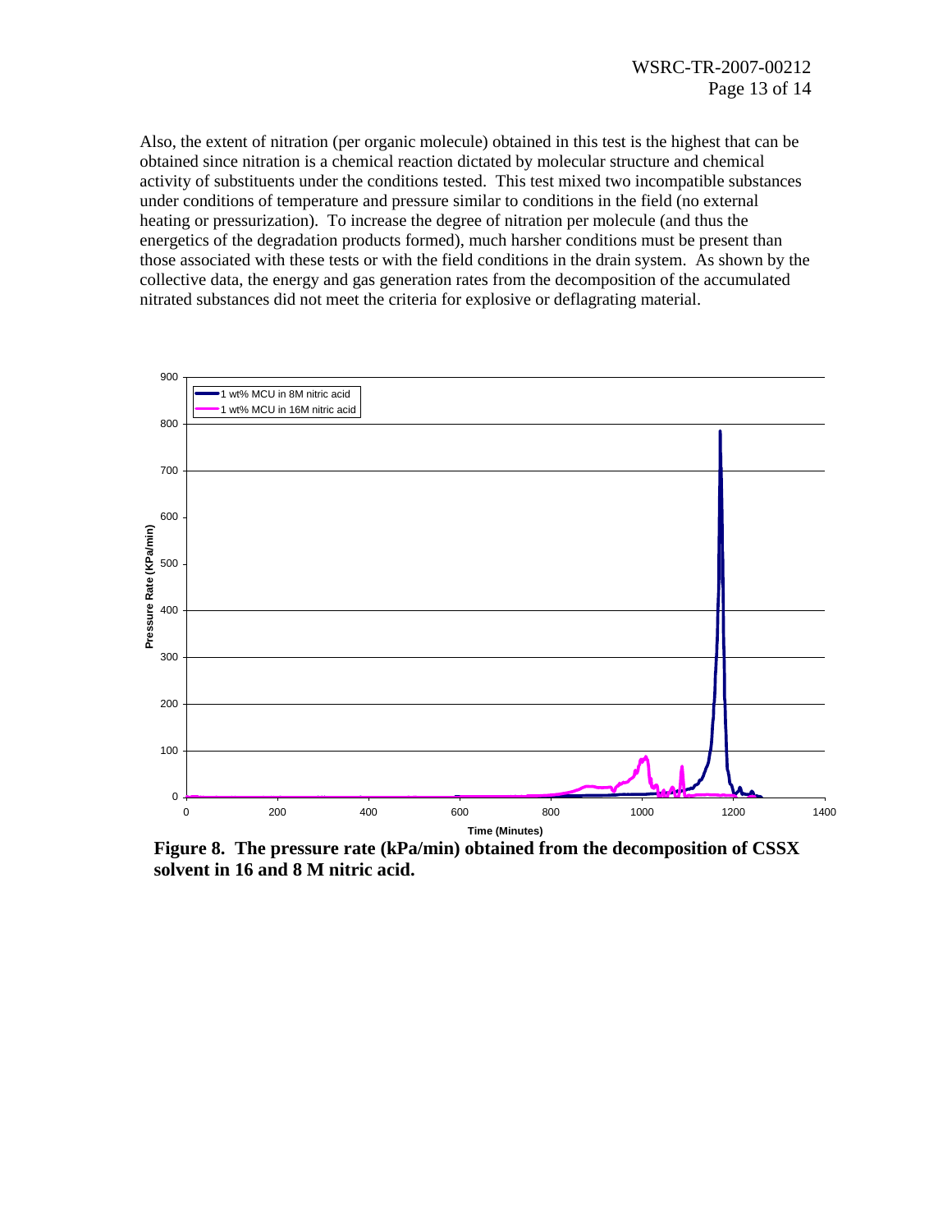Also, the extent of nitration (per organic molecule) obtained in this test is the highest that can be obtained since nitration is a chemical reaction dictated by molecular structure and chemical activity of substituents under the conditions tested. This test mixed two incompatible substances under conditions of temperature and pressure similar to conditions in the field (no external heating or pressurization). To increase the degree of nitration per molecule (and thus the energetics of the degradation products formed), much harsher conditions must be present than those associated with these tests or with the field conditions in the drain system. As shown by the collective data, the energy and gas generation rates from the decomposition of the accumulated nitrated substances did not meet the criteria for explosive or deflagrating material.

**Figure 8. The pressure rate (kPa/min) obtained from the decomposition of CSSX solvent in 16 and 8 M nitric acid.**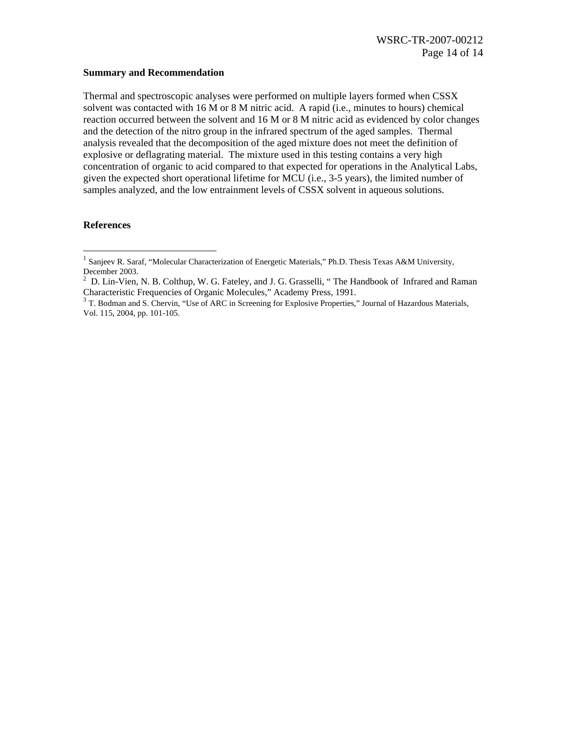**Summary and Recommendation**

Thermal and spectroscopic analyses were performed on multiple layers formed when CSSX solvent was contacted with 16 M or 8 M nitric acid. A rapid (i.e., minutes to hours) chemical reaction occurred between the solvent and 16 M or 8 M nitric acid as evidenced by color changes and the detection of the nitro group in the infrared spectrum of the aged samples. Thermal analysis revealed that the decomposition of the aged mixture does not meet the definition of explosive or deflagrating material. The mixture used in this testing contains a very high concentration of organic to acid compared to that expected for operations in the Analytical Labs, given the expected short operational lifetime for MCU (i.e., 3-5 years), the limited number of samples analyzed, and the low entrainment levels of CSSX solvent in aqueous solutions.

**References**

[1] Sanjeev R. Saraf, "Molecular Characterization of Energetic Materials," Ph.D. Thesis Texas A&M University, December 2003.

[2] D. Lin-Vien, N. B. Colthup, W. G. Fateley, and J. G. Grasselli, " The Handbook of Infrared and Raman Characteristic Frequencies of Organic Molecules," Academy Press, 1991.

[3] T. Bodman and S. Chervin, "Use of ARC in Screening for Explosive Properties," Journal of Hazardous Materials, Vol. 115, 2004, pp. 101-105.